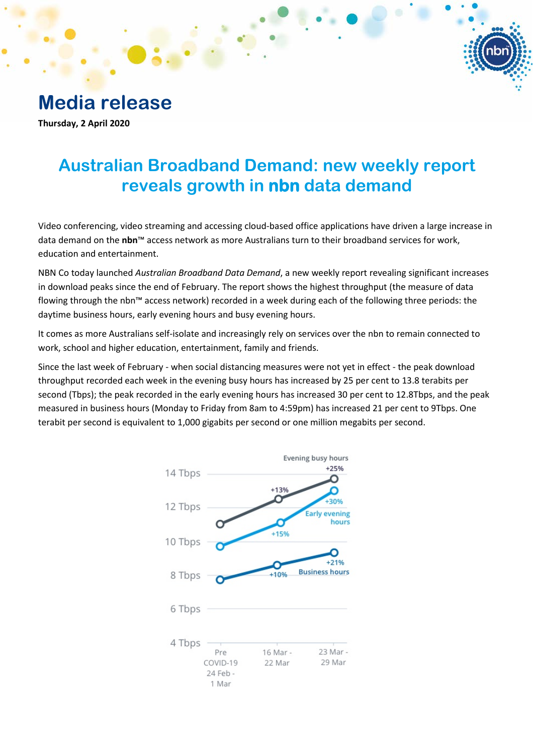# Media release

**Thursday, 2 April 2020**

## Australian Broadband Demand: new weekly report reveals growth in **nbn** data demand

Video conferencing, video streaming and accessing cloud-based office applications have driven a large increase in data demand on the **nbn**™ access network as more Australians turn to their broadband services for work, education and entertainment.

NBN Co today launched *Australian Broadband Data Demand*, a new weekly report revealing significant increases in download peaks since the end of February. The report shows the highest throughput (the measure of data flowing through the nbn™ access network) recorded in a week during each of the following three periods: the daytime business hours, early evening hours and busy evening hours.

It comes as more Australians self-isolate and increasingly rely on services over the nbn to remain connected to work, school and higher education, entertainment, family and friends.

Since the last week of February - when social distancing measures were not yet in effect - the peak download throughput recorded each week in the evening busy hours has increased by 25 per cent to 13.8 terabits per second (Tbps); the peak recorded in the early evening hours has increased 30 per cent to 12.8Tbps, and the peak measured in business hours (Monday to Friday from 8am to 4:59pm) has increased 21 per cent to 9Tbps. One terabit per second is equivalent to 1,000 gigabits per second or one million megabits per second.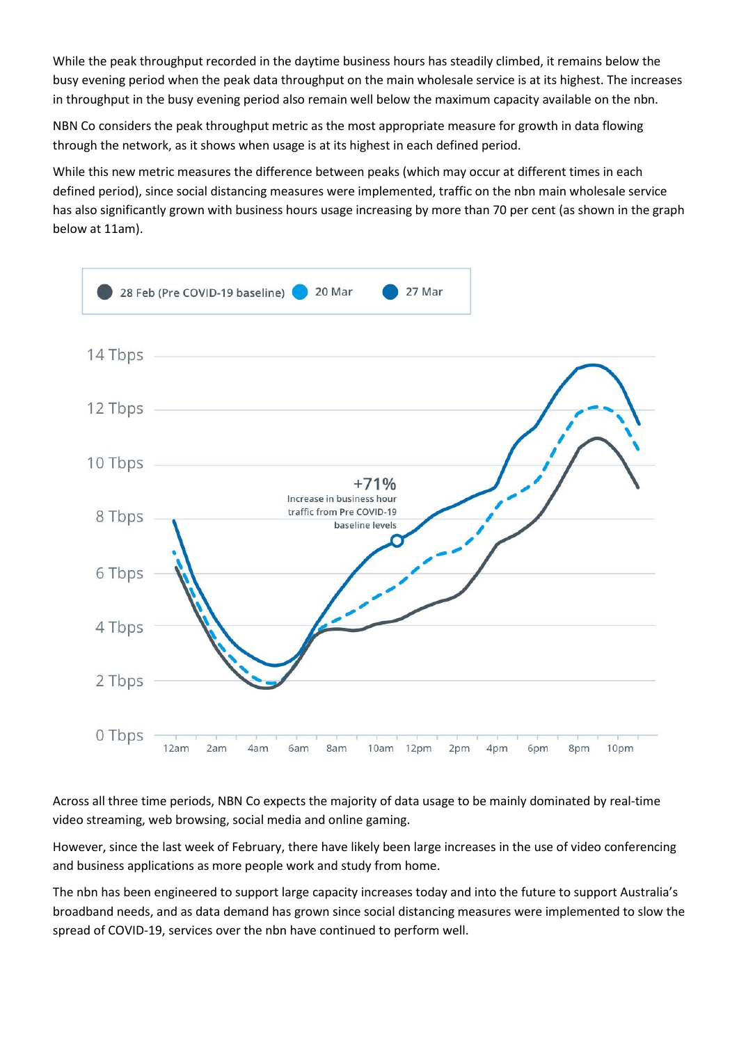While the peak throughput recorded in the daytime business hours has steadily climbed, it remains below the busy evening period when the peak data throughput on the main wholesale service is at its highest. The increases in throughput in the busy evening period also remain well below the maximum capacity available on the nbn.

NBN Co considers the peak throughput metric as the most appropriate measure for growth in data flowing through the network, as it shows when usage is at its highest in each defined period.

While this new metric measures the difference between peaks (which may occur at different times in each defined period), since social distancing measures were implemented, traffic on the nbn main wholesale service has also significantly grown with business hours usage increasing by more than 70 per cent (as shown in the graph below at 11am).

Across all three time periods, NBN Co expects the majority of data usage to be mainly dominated by real-time video streaming, web browsing, social media and online gaming.

However, since the last week of February, there have likely been large increases in the use of video conferencing and business applications as more people work and study from home.

The nbn has been engineered to support large capacity increases today and into the future to support Australia's broadband needs, and as data demand has grown since social distancing measures were implemented to slow the spread of COVID-19, services over the nbn have continued to perform well.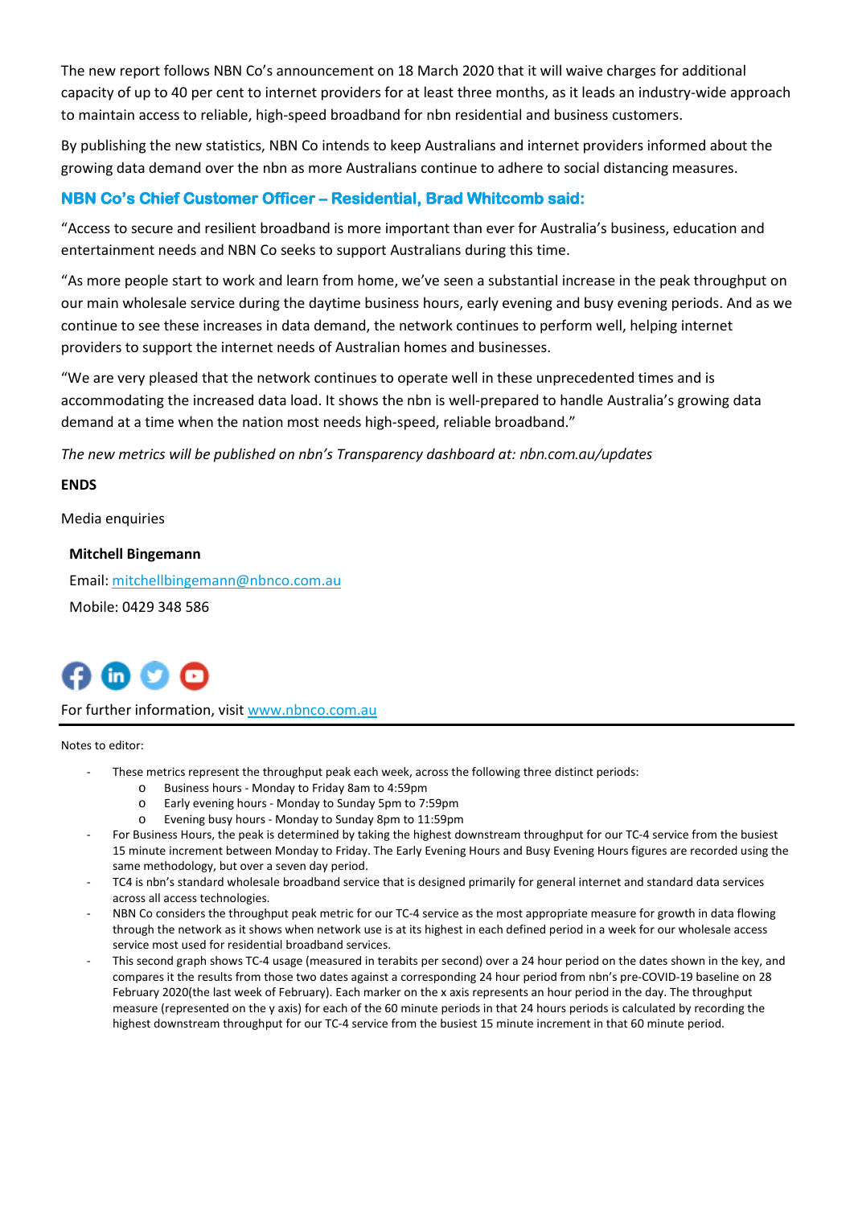The new report follows NBN Co's announcement on 18 March 2020 that it will waive charges for additional capacity of up to 40 per cent to internet providers for at least three months, as it leads an industry-wide approach to maintain access to reliable, high-speed broadband for nbn residential and business customers.

By publishing the new statistics, NBN Co intends to keep Australians and internet providers informed about the growing data demand over the nbn as more Australians continue to adhere to social distancing measures.

### NBN Co's Chief Customer Officer – Residential, Brad Whitcomb said:

"Access to secure and resilient broadband is more important than ever for Australia's business, education and entertainment needs and NBN Co seeks to support Australians during this time.

"As more people start to work and learn from home, we've seen a substantial increase in the peak throughput on our main wholesale service during the daytime business hours, early evening and busy evening periods. And as we continue to see these increases in data demand, the network continues to perform well, helping internet providers to support the internet needs of Australian homes and businesses.

"We are very pleased that the network continues to operate well in these unprecedented times and is accommodating the increased data load. It shows the nbn is well-prepared to handle Australia's growing data demand at a time when the nation most needs high-speed, reliable broadband."

*The new metrics will be published on nbn's Transparency dashboard at: nbn.com.au/updates*

**ENDS**

Media enquiries

**Mitchell Bingemann**

Email: mitchellbingemann@nbnco.com.au

Mobile: 0429 348 586

For further information, visit www.nbnco.com.au

Notes to editor:

- These metrics represent the throughput peak each week, across the following three distinct periods:
  - Business hours - Monday to Friday 8am to 4:59pm
  - Early evening hours - Monday to Sunday 5pm to 7:59pm
  - Evening busy hours - Monday to Sunday 8pm to 11:59pm
- For Business Hours, the peak is determined by taking the highest downstream throughput for our TC-4 service from the busiest 15 minute increment between Monday to Friday. The Early Evening Hours and Busy Evening Hours figures are recorded using the same methodology, but over a seven day period.
- TC4 is nbn's standard wholesale broadband service that is designed primarily for general internet and standard data services across all access technologies.
- NBN Co considers the throughput peak metric for our TC-4 service as the most appropriate measure for growth in data flowing through the network as it shows when network use is at its highest in each defined period in a week for our wholesale access service most used for residential broadband services.
- This second graph shows TC-4 usage (measured in terabits per second) over a 24 hour period on the dates shown in the key, and compares it the results from those two dates against a corresponding 24 hour period from nbn's pre-COVID-19 baseline on 28 February 2020(the last week of February). Each marker on the x axis represents an hour period in the day. The throughput measure (represented on the y axis) for each of the 60 minute periods in that 24 hours periods is calculated by recording the highest downstream throughput for our TC-4 service from the busiest 15 minute increment in that 60 minute period.